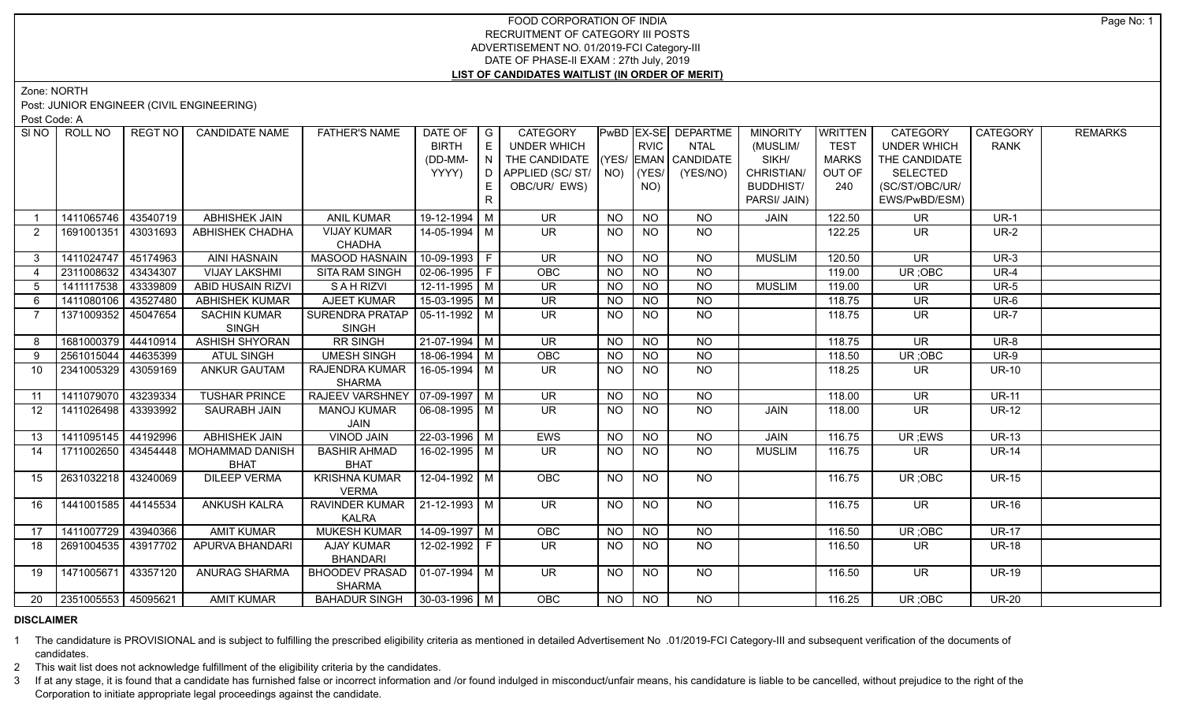FOOD CORPORATION OF INDIA
RECRUITMENT OF CATEGORY III POSTS
ADVERTISEMENT NO. 01/2019-FCI Category-III
DATE OF PHASE-II EXAM : 27th July, 2019
**LIST OF CANDIDATES WAITLIST (IN ORDER OF MERIT)**

Zone: NORTH

Post: JUNIOR ENGINEER (CIVIL ENGINEERING)

Post Code: A

| Sl NO | ROLL NO | REGT NO | CANDIDATE NAME | FATHER'S NAME | DATE OF BIRTH (DD-MM-YYYY) | GENDER | CATEGORY UNDER WHICH THE CANDIDATE APPLIED (SC/ ST/ OBC/UR/ EWS) | PwBD (YES/ NO) | EX-SERVICEMAN (YES/ NO) | DEPARTMENTAL CANDIDATE (YES/NO) | MINORITY (MUSLIM/ SIKH/ CHRISTIAN/ BUDDHIST/ PARSI/ JAIN) | WRITTEN TEST MARKS OUT OF 240 | CATEGORY UNDER WHICH THE CANDIDATE SELECTED (SC/ST/OBC/UR/ EWS/PwBD/ESM) | CATEGORY RANK | REMARKS |
|---|---|---|---|---|---|---|---|---|---|---|---|---|---|---|---|
| 1 | 1411065746 | 43540719 | ABHISHEK JAIN | ANIL KUMAR | 19-12-1994 | M | UR | NO | NO | NO | JAIN | 122.50 | UR | UR-1 | |
| 2 | 1691001351 | 43031693 | ABHISHEK CHADHA | VIJAY KUMAR CHADHA | 14-05-1994 | M | UR | NO | NO | NO | | 122.25 | UR | UR-2 | |
| 3 | 1411024747 | 45174963 | AINI HASNAIN | MASOOD HASNAIN | 10-09-1993 | F | UR | NO | NO | NO | MUSLIM | 120.50 | UR | UR-3 | |
| 4 | 2311008632 | 43434307 | VIJAY LAKSHMI | SITA RAM SINGH | 02-06-1995 | F | OBC | NO | NO | NO | | 119.00 | UR ;OBC | UR-4 | |
| 5 | 1411117538 | 43339809 | ABID HUSAIN RIZVI | S A H RIZVI | 12-11-1995 | M | UR | NO | NO | NO | MUSLIM | 119.00 | UR | UR-5 | |
| 6 | 1411080106 | 43527480 | ABHISHEK KUMAR | AJEET KUMAR | 15-03-1995 | M | UR | NO | NO | NO | | 118.75 | UR | UR-6 | |
| 7 | 1371009352 | 45047654 | SACHIN KUMAR SINGH | SURENDRA PRATAP SINGH | 05-11-1992 | M | UR | NO | NO | NO | | 118.75 | UR | UR-7 | |
| 8 | 1681000379 | 44410914 | ASHISH SHYORAN | RR SINGH | 21-07-1994 | M | UR | NO | NO | NO | | 118.75 | UR | UR-8 | |
| 9 | 2561015044 | 44635399 | ATUL SINGH | UMESH SINGH | 18-06-1994 | M | OBC | NO | NO | NO | | 118.50 | UR ;OBC | UR-9 | |
| 10 | 2341005329 | 43059169 | ANKUR GAUTAM | RAJENDRA KUMAR SHARMA | 16-05-1994 | M | UR | NO | NO | NO | | 118.25 | UR | UR-10 | |
| 11 | 1411079070 | 43239334 | TUSHAR PRINCE | RAJEEV VARSHNEY | 07-09-1997 | M | UR | NO | NO | NO | | 118.00 | UR | UR-11 | |
| 12 | 1411026498 | 43393992 | SAURABH JAIN | MANOJ KUMAR JAIN | 06-08-1995 | M | UR | NO | NO | NO | JAIN | 118.00 | UR | UR-12 | |
| 13 | 1411095145 | 44192996 | ABHISHEK JAIN | VINOD JAIN | 22-03-1996 | M | EWS | NO | NO | NO | JAIN | 116.75 | UR ;EWS | UR-13 | |
| 14 | 1711002650 | 43454448 | MOHAMMAD DANISH BHAT | BASHIR AHMAD BHAT | 16-02-1995 | M | UR | NO | NO | NO | MUSLIM | 116.75 | UR | UR-14 | |
| 15 | 2631032218 | 43240069 | DILEEP VERMA | KRISHNA KUMAR VERMA | 12-04-1992 | M | OBC | NO | NO | NO | | 116.75 | UR ;OBC | UR-15 | |
| 16 | 1441001585 | 44145534 | ANKUSH KALRA | RAVINDER KUMAR KALRA | 21-12-1993 | M | UR | NO | NO | NO | | 116.75 | UR | UR-16 | |
| 17 | 1411007729 | 43940366 | AMIT KUMAR | MUKESH KUMAR | 14-09-1997 | M | OBC | NO | NO | NO | | 116.50 | UR ;OBC | UR-17 | |
| 18 | 2691004535 | 43917702 | APURVA BHANDARI | AJAY KUMAR BHANDARI | 12-02-1992 | F | UR | NO | NO | NO | | 116.50 | UR | UR-18 | |
| 19 | 1471005671 | 43357120 | ANURAG SHARMA | BHOODEV PRASAD SHARMA | 01-07-1994 | M | UR | NO | NO | NO | | 116.50 | UR | UR-19 | |
| 20 | 2351005553 | 45095621 | AMIT KUMAR | BAHADUR SINGH | 30-03-1996 | M | OBC | NO | NO | NO | | 116.25 | UR ;OBC | UR-20 | |

**DISCLAIMER**

1 The candidature is PROVISIONAL and is subject to fulfilling the prescribed eligibility criteria as mentioned in detailed Advertisement No .01/2019-FCI Category-III and subsequent verification of the documents of candidates.

2 This wait list does not acknowledge fulfillment of the eligibility criteria by the candidates.

3 If at any stage, it is found that a candidate has furnished false or incorrect information and /or found indulged in misconduct/unfair means, his candidature is liable to be cancelled, without prejudice to the right of the Corporation to initiate appropriate legal proceedings against the candidate.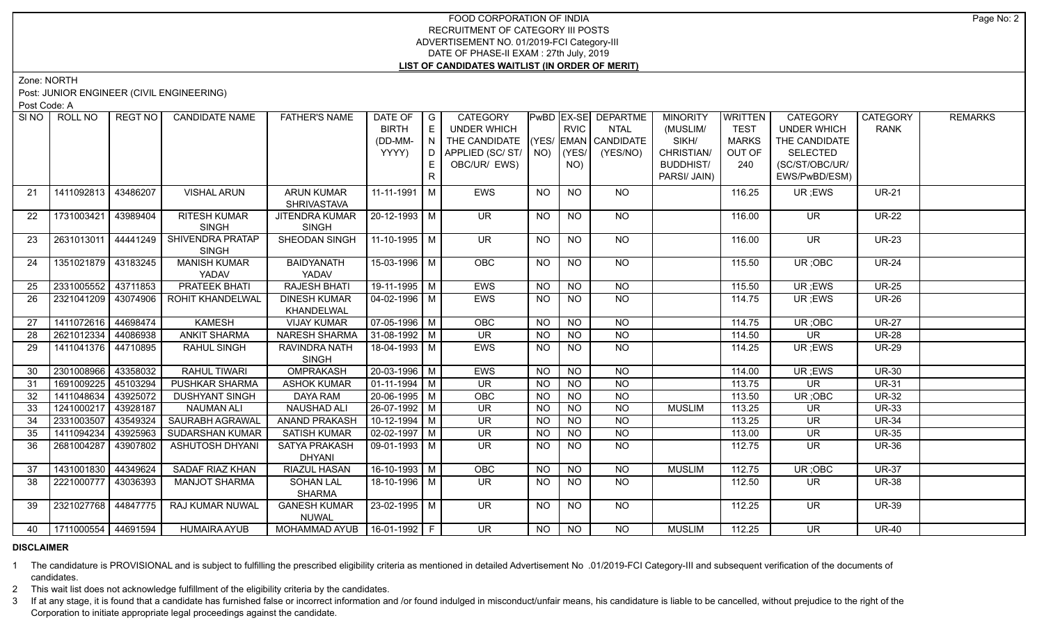FOOD CORPORATION OF INDIA
RECRUITMENT OF CATEGORY III POSTS
ADVERTISEMENT NO. 01/2019-FCI Category-III
DATE OF PHASE-II EXAM : 27th July, 2019
**LIST OF CANDIDATES WAITLIST (IN ORDER OF MERIT)**

Zone: NORTH

Post: JUNIOR ENGINEER (CIVIL ENGINEERING)

Post Code: A

| SI NO | ROLL NO | REGT NO | CANDIDATE NAME | FATHER'S NAME | DATE OF BIRTH (DD-MM-YYYY) | GENDER | CATEGORY UNDER WHICH THE CANDIDATE APPLIED (SC/ ST/ OBC/UR/ EWS) | PwBD (YES/ NO) | EX-SERVICEMAN (YES/ NO) | DEPARTMENTAL CANDIDATE (YES/NO) | MINORITY (MUSLIM/ SIKH/ CHRISTIAN/ BUDDHIST/ PARSI/ JAIN) | WRITTEN TEST MARKS OUT OF 240 | CATEGORY UNDER WHICH THE CANDIDATE SELECTED (SC/ST/OBC/UR/ EWS/PwBD/ESM) | CATEGORY RANK | REMARKS |
|---|---|---|---|---|---|---|---|---|---|---|---|---|---|---|---|
| 21 | 1411092813 | 43486207 | VISHAL ARUN | ARUN KUMAR SHRIVASTAVA | 11-11-1991 | M | EWS | NO | NO | NO | | 116.25 | UR ;EWS | UR-21 | |
| 22 | 1731003421 | 43989404 | RITESH KUMAR SINGH | JITENDRA KUMAR SINGH | 20-12-1993 | M | UR | NO | NO | NO | | 116.00 | UR | UR-22 | |
| 23 | 2631013011 | 44441249 | SHIVENDRA PRATAP SINGH | SHEODAN SINGH | 11-10-1995 | M | UR | NO | NO | NO | | 116.00 | UR | UR-23 | |
| 24 | 1351021879 | 43183245 | MANISH KUMAR YADAV | BAIDYANATH YADAV | 15-03-1996 | M | OBC | NO | NO | NO | | 115.50 | UR ;OBC | UR-24 | |
| 25 | 2331005552 | 43711853 | PRATEEK BHATI | RAJESH BHATI | 19-11-1995 | M | EWS | NO | NO | NO | | 115.50 | UR ;EWS | UR-25 | |
| 26 | 2321041209 | 43074906 | ROHIT KHANDELWAL | DINESH KUMAR KHANDELWAL | 04-02-1996 | M | EWS | NO | NO | NO | | 114.75 | UR ;EWS | UR-26 | |
| 27 | 1411072616 | 44698474 | KAMESH | VIJAY KUMAR | 07-05-1996 | M | OBC | NO | NO | NO | | 114.75 | UR ;OBC | UR-27 | |
| 28 | 2621012334 | 44086938 | ANKIT SHARMA | NARESH SHARMA | 31-08-1992 | M | UR | NO | NO | NO | | 114.50 | UR | UR-28 | |
| 29 | 1411041376 | 44710895 | RAHUL SINGH | RAVINDRA NATH SINGH | 18-04-1993 | M | EWS | NO | NO | NO | | 114.25 | UR ;EWS | UR-29 | |
| 30 | 2301008966 | 43358032 | RAHUL TIWARI | OMPRAKASH | 20-03-1996 | M | EWS | NO | NO | NO | | 114.00 | UR ;EWS | UR-30 | |
| 31 | 1691009225 | 45103294 | PUSHKAR SHARMA | ASHOK KUMAR | 01-11-1994 | M | UR | NO | NO | NO | | 113.75 | UR | UR-31 | |
| 32 | 1411048634 | 43925072 | DUSHYANT SINGH | DAYA RAM | 20-06-1995 | M | OBC | NO | NO | NO | | 113.50 | UR ;OBC | UR-32 | |
| 33 | 1241000217 | 43928187 | NAUMAN ALI | NAUSHAD ALI | 26-07-1992 | M | UR | NO | NO | NO | MUSLIM | 113.25 | UR | UR-33 | |
| 34 | 2331003507 | 43549324 | SAURABH AGRAWAL | ANAND PRAKASH | 10-12-1994 | M | UR | NO | NO | NO | | 113.25 | UR | UR-34 | |
| 35 | 1411094234 | 43925963 | SUDARSHAN KUMAR | SATISH KUMAR | 02-02-1997 | M | UR | NO | NO | NO | | 113.00 | UR | UR-35 | |
| 36 | 2681004287 | 43907802 | ASHUTOSH DHYANI | SATYA PRAKASH DHYANI | 09-01-1993 | M | UR | NO | NO | NO | | 112.75 | UR | UR-36 | |
| 37 | 1431001830 | 44349624 | SADAF RIAZ KHAN | RIAZUL HASAN | 16-10-1993 | M | OBC | NO | NO | NO | MUSLIM | 112.75 | UR ;OBC | UR-37 | |
| 38 | 2221000777 | 43036393 | MANJOT SHARMA | SOHAN LAL SHARMA | 18-10-1996 | M | UR | NO | NO | NO | | 112.50 | UR | UR-38 | |
| 39 | 2321027768 | 44847775 | RAJ KUMAR NUWAL | GANESH KUMAR NUWAL | 23-02-1995 | M | UR | NO | NO | NO | | 112.25 | UR | UR-39 | |
| 40 | 1711000554 | 44691594 | HUMAIRA AYUB | MOHAMMAD AYUB | 16-01-1992 | F | UR | NO | NO | NO | MUSLIM | 112.25 | UR | UR-40 | |

**DISCLAIMER**

1 The candidature is PROVISIONAL and is subject to fulfilling the prescribed eligibility criteria as mentioned in detailed Advertisement No .01/2019-FCI Category-III and subsequent verification of the documents of candidates.

2 This wait list does not acknowledge fulfillment of the eligibility criteria by the candidates.

3 If at any stage, it is found that a candidate has furnished false or incorrect information and /or found indulged in misconduct/unfair means, his candidature is liable to be cancelled, without prejudice to the right of the Corporation to initiate appropriate legal proceedings against the candidate.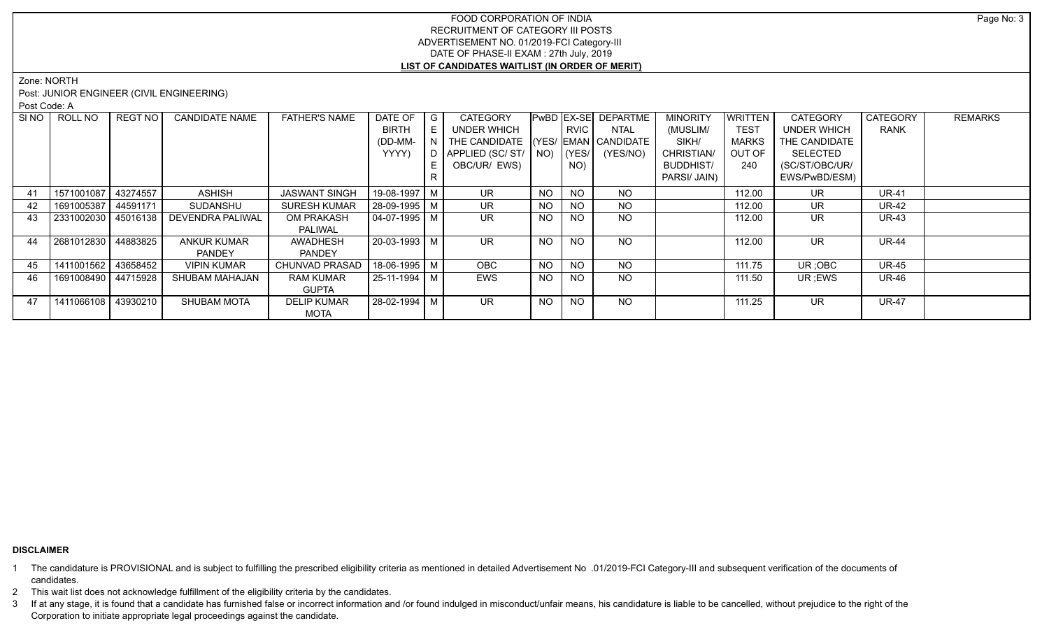FOOD CORPORATION OF INDIA
RECRUITMENT OF CATEGORY III POSTS
ADVERTISEMENT NO. 01/2019-FCI Category-III
DATE OF PHASE-II EXAM : 27th July, 2019

**LIST OF CANDIDATES WAITLIST (IN ORDER OF MERIT)**

Zone: NORTH

Post: JUNIOR ENGINEER (CIVIL ENGINEERING)

Post Code: A

| SI NO | ROLL NO | REGT NO | CANDIDATE NAME | FATHER'S NAME | DATE OF BIRTH (DD-MM-YYYY) | GENDER | CATEGORY UNDER WHICH THE CANDIDATE APPLIED (SC/ ST/ OBC/UR/ EWS) | PwBD (YES/ NO) | EX-SERVICEMAN (YES/ NO) | DEPARTMENTAL CANDIDATE (YES/NO) | MINORITY (MUSLIM/ SIKH/ CHRISTIAN/ BUDDHIST/ PARSI/ JAIN) | WRITTEN TEST MARKS OUT OF 240 | CATEGORY UNDER WHICH THE CANDIDATE SELECTED (SC/ST/OBC/UR/ EWS/PwBD/ESM) | CATEGORY RANK | REMARKS |
|---|---|---|---|---|---|---|---|---|---|---|---|---|---|---|---|
| 41 | 1571001087 | 43274557 | ASHISH | JASWANT SINGH | 19-08-1997 | M | UR | NO | NO | NO | | 112.00 | UR | UR-41 | |
| 42 | 1691005387 | 44591171 | SUDANSHU | SURESH KUMAR | 28-09-1995 | M | UR | NO | NO | NO | | 112.00 | UR | UR-42 | |
| 43 | 2331002030 | 45016138 | DEVENDRA PALIWAL | OM PRAKASH PALIWAL | 04-07-1995 | M | UR | NO | NO | NO | | 112.00 | UR | UR-43 | |
| 44 | 2681012830 | 44883825 | ANKUR KUMAR PANDEY | AWADHESH PANDEY | 20-03-1993 | M | UR | NO | NO | NO | | 112.00 | UR | UR-44 | |
| 45 | 1411001562 | 43658452 | VIPIN KUMAR | CHUNVAD PRASAD | 18-06-1995 | M | OBC | NO | NO | NO | | 111.75 | UR ;OBC | UR-45 | |
| 46 | 1691008490 | 44715928 | SHUBAM MAHAJAN | RAM KUMAR GUPTA | 25-11-1994 | M | EWS | NO | NO | NO | | 111.50 | UR ;EWS | UR-46 | |
| 47 | 1411066108 | 43930210 | SHUBAM MOTA | DELIP KUMAR MOTA | 28-02-1994 | M | UR | NO | NO | NO | | 111.25 | UR | UR-47 | |

**DISCLAIMER**

1 The candidature is PROVISIONAL and is subject to fulfilling the prescribed eligibility criteria as mentioned in detailed Advertisement No .01/2019-FCI Category-III and subsequent verification of the documents of candidates.

2 This wait list does not acknowledge fulfillment of the eligibility criteria by the candidates.

3 If at any stage, it is found that a candidate has furnished false or incorrect information and /or found indulged in misconduct/unfair means, his candidature is liable to be cancelled, without prejudice to the right of the Corporation to initiate appropriate legal proceedings against the candidate.